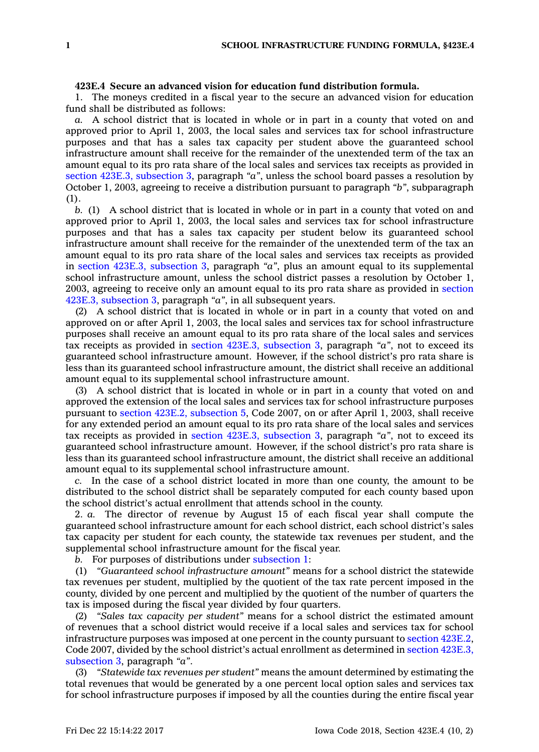**423E.4 Secure an advanced vision for education fund distribution formula.**

1. The moneys credited in a fiscal year to the secure an advanced vision for education fund shall be distributed as follows:

*a.* A school district that is located in whole or in part in a county that voted on and approved prior to April 1, 2003, the local sales and services tax for school infrastructure purposes and that has a sales tax capacity per student above the guaranteed school infrastructure amount shall receive for the remainder of the unextended term of the tax an amount equal to its pro rata share of the local sales and services tax receipts as provided in section 423E.3, subsection 3, paragraph *"a"*, unless the school board passes a resolution by October 1, 2003, agreeing to receive a distribution pursuant to paragraph *"b"*, subparagraph (1).

*b.* (1) A school district that is located in whole or in part in a county that voted on and approved prior to April 1, 2003, the local sales and services tax for school infrastructure purposes and that has a sales tax capacity per student below its guaranteed school infrastructure amount shall receive for the remainder of the unextended term of the tax an amount equal to its pro rata share of the local sales and services tax receipts as provided in section 423E.3, subsection 3, paragraph *"a"*, plus an amount equal to its supplemental school infrastructure amount, unless the school district passes a resolution by October 1, 2003, agreeing to receive only an amount equal to its pro rata share as provided in section 423E.3, subsection 3, paragraph *"a"*, in all subsequent years.

(2) A school district that is located in whole or in part in a county that voted on and approved on or after April 1, 2003, the local sales and services tax for school infrastructure purposes shall receive an amount equal to its pro rata share of the local sales and services tax receipts as provided in section 423E.3, subsection 3, paragraph *"a"*, not to exceed its guaranteed school infrastructure amount. However, if the school district's pro rata share is less than its guaranteed school infrastructure amount, the district shall receive an additional amount equal to its supplemental school infrastructure amount.

(3) A school district that is located in whole or in part in a county that voted on and approved the extension of the local sales and services tax for school infrastructure purposes pursuant to section 423E.2, subsection 5, Code 2007, on or after April 1, 2003, shall receive for any extended period an amount equal to its pro rata share of the local sales and services tax receipts as provided in section 423E.3, subsection 3, paragraph *"a"*, not to exceed its guaranteed school infrastructure amount. However, if the school district's pro rata share is less than its guaranteed school infrastructure amount, the district shall receive an additional amount equal to its supplemental school infrastructure amount.

*c.* In the case of a school district located in more than one county, the amount to be distributed to the school district shall be separately computed for each county based upon the school district's actual enrollment that attends school in the county.

2. *a.* The director of revenue by August 15 of each fiscal year shall compute the guaranteed school infrastructure amount for each school district, each school district's sales tax capacity per student for each county, the statewide tax revenues per student, and the supplemental school infrastructure amount for the fiscal year.

*b.* For purposes of distributions under subsection 1:

(1) *"Guaranteed school infrastructure amount"* means for a school district the statewide tax revenues per student, multiplied by the quotient of the tax rate percent imposed in the county, divided by one percent and multiplied by the quotient of the number of quarters the tax is imposed during the fiscal year divided by four quarters.

(2) *"Sales tax capacity per student"* means for a school district the estimated amount of revenues that a school district would receive if a local sales and services tax for school infrastructure purposes was imposed at one percent in the county pursuant to section 423E.2, Code 2007, divided by the school district's actual enrollment as determined in section 423E.3, subsection 3, paragraph *"a"*.

(3) *"Statewide tax revenues per student"* means the amount determined by estimating the total revenues that would be generated by a one percent local option sales and services tax for school infrastructure purposes if imposed by all the counties during the entire fiscal year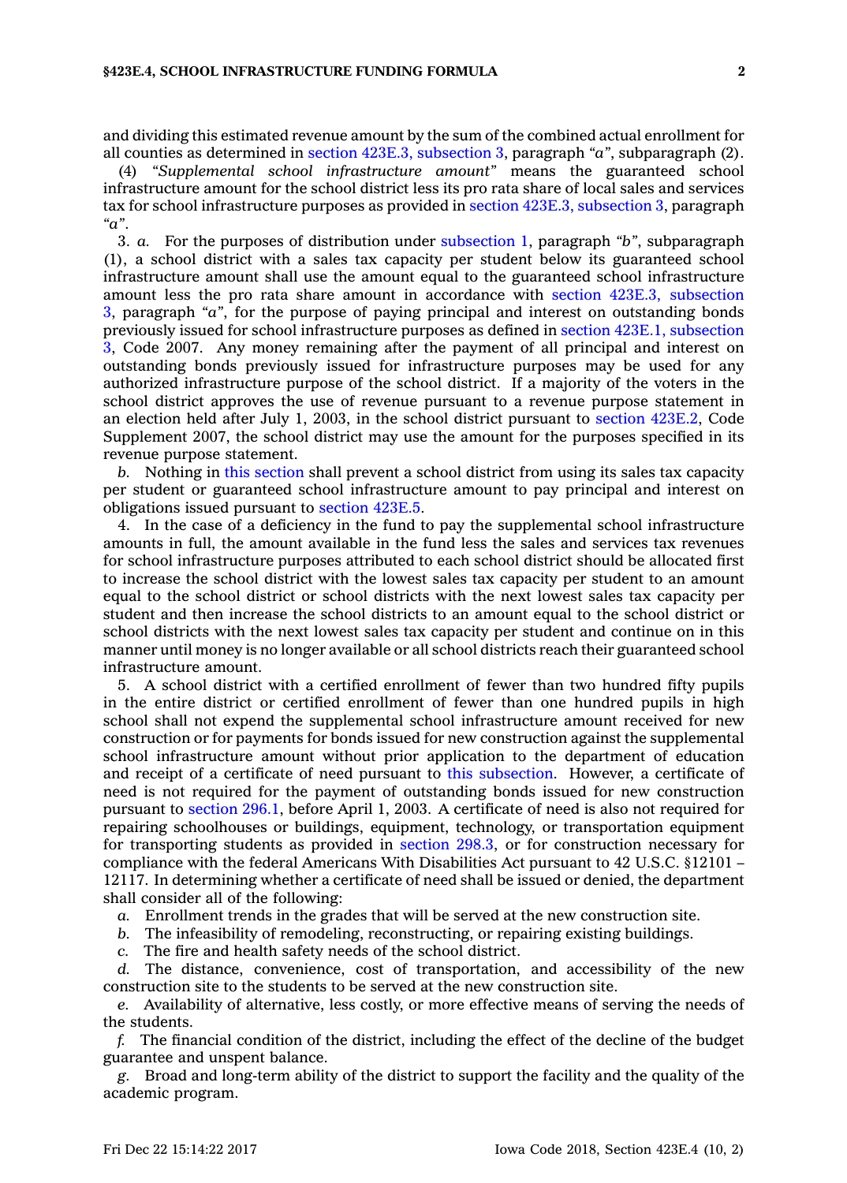and dividing this estimated revenue amount by the sum of the combined actual enrollment for all counties as determined in section 423E.3, subsection 3, paragraph *"a"*, subparagraph (2).

(4) *"Supplemental school infrastructure amount"* means the guaranteed school infrastructure amount for the school district less its pro rata share of local sales and services tax for school infrastructure purposes as provided in section 423E.3, subsection 3, paragraph *"a"*.

3. *a.* For the purposes of distribution under subsection 1, paragraph *"b"*, subparagraph (1), a school district with a sales tax capacity per student below its guaranteed school infrastructure amount shall use the amount equal to the guaranteed school infrastructure amount less the pro rata share amount in accordance with section 423E.3, subsection 3, paragraph *"a"*, for the purpose of paying principal and interest on outstanding bonds previously issued for school infrastructure purposes as defined in section 423E.1, subsection 3, Code 2007. Any money remaining after the payment of all principal and interest on outstanding bonds previously issued for infrastructure purposes may be used for any authorized infrastructure purpose of the school district. If a majority of the voters in the school district approves the use of revenue pursuant to a revenue purpose statement in an election held after July 1, 2003, in the school district pursuant to section 423E.2, Code Supplement 2007, the school district may use the amount for the purposes specified in its revenue purpose statement.

*b.* Nothing in this section shall prevent a school district from using its sales tax capacity per student or guaranteed school infrastructure amount to pay principal and interest on obligations issued pursuant to section 423E.5.

4. In the case of a deficiency in the fund to pay the supplemental school infrastructure amounts in full, the amount available in the fund less the sales and services tax revenues for school infrastructure purposes attributed to each school district should be allocated first to increase the school district with the lowest sales tax capacity per student to an amount equal to the school district or school districts with the next lowest sales tax capacity per student and then increase the school districts to an amount equal to the school district or school districts with the next lowest sales tax capacity per student and continue on in this manner until money is no longer available or all school districts reach their guaranteed school infrastructure amount.

5. A school district with a certified enrollment of fewer than two hundred fifty pupils in the entire district or certified enrollment of fewer than one hundred pupils in high school shall not expend the supplemental school infrastructure amount received for new construction or for payments for bonds issued for new construction against the supplemental school infrastructure amount without prior application to the department of education and receipt of a certificate of need pursuant to this subsection. However, a certificate of need is not required for the payment of outstanding bonds issued for new construction pursuant to section 296.1, before April 1, 2003. A certificate of need is also not required for repairing schoolhouses or buildings, equipment, technology, or transportation equipment for transporting students as provided in section 298.3, or for construction necessary for compliance with the federal Americans With Disabilities Act pursuant to 42 U.S.C. §12101 – 12117. In determining whether a certificate of need shall be issued or denied, the department shall consider all of the following:

*a.* Enrollment trends in the grades that will be served at the new construction site.

*b.* The infeasibility of remodeling, reconstructing, or repairing existing buildings.

*c.* The fire and health safety needs of the school district.

*d.* The distance, convenience, cost of transportation, and accessibility of the new construction site to the students to be served at the new construction site.

*e.* Availability of alternative, less costly, or more effective means of serving the needs of the students.

*f.* The financial condition of the district, including the effect of the decline of the budget guarantee and unspent balance.

*g.* Broad and long-term ability of the district to support the facility and the quality of the academic program.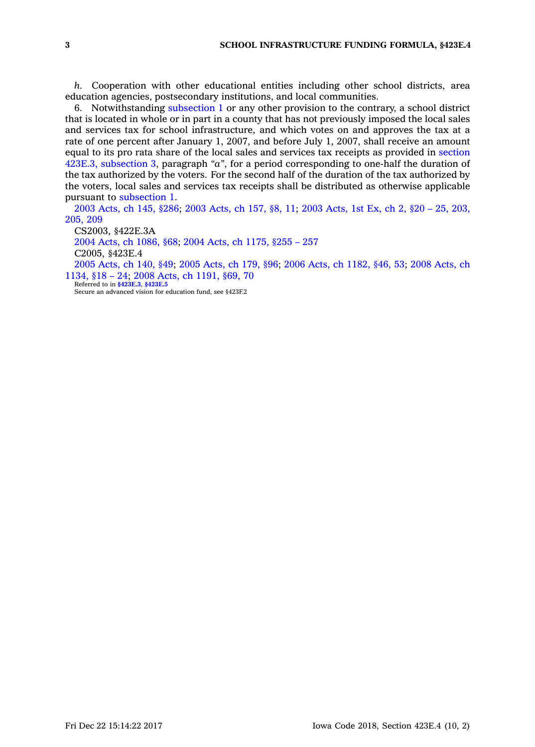*h.* Cooperation with other educational entities including other school districts, area education agencies, postsecondary institutions, and local communities.

6. Notwithstanding subsection 1 or any other provision to the contrary, a school district that is located in whole or in part in a county that has not previously imposed the local sales and services tax for school infrastructure, and which votes on and approves the tax at a rate of one percent after January 1, 2007, and before July 1, 2007, shall receive an amount equal to its pro rata share of the local sales and services tax receipts as provided in section 423E.3, subsection 3, paragraph *"a"*, for a period corresponding to one-half the duration of the tax authorized by the voters. For the second half of the duration of the tax authorized by the voters, local sales and services tax receipts shall be distributed as otherwise applicable pursuant to subsection 1.

2003 Acts, ch 145, §286; 2003 Acts, ch 157, §8, 11; 2003 Acts, 1st Ex, ch 2, §20 – 25, 203, 205, 209

CS2003, §422E.3A

2004 Acts, ch 1086, §68; 2004 Acts, ch 1175, §255 – 257

C2005, §423E.4

2005 Acts, ch 140, §49; 2005 Acts, ch 179, §96; 2006 Acts, ch 1182, §46, 53; 2008 Acts, ch 1134, §18 – 24; 2008 Acts, ch 1191, §69, 70

Referred to in **§423E.3, §423E.5**

Secure an advanced vision for education fund, see §423F.2